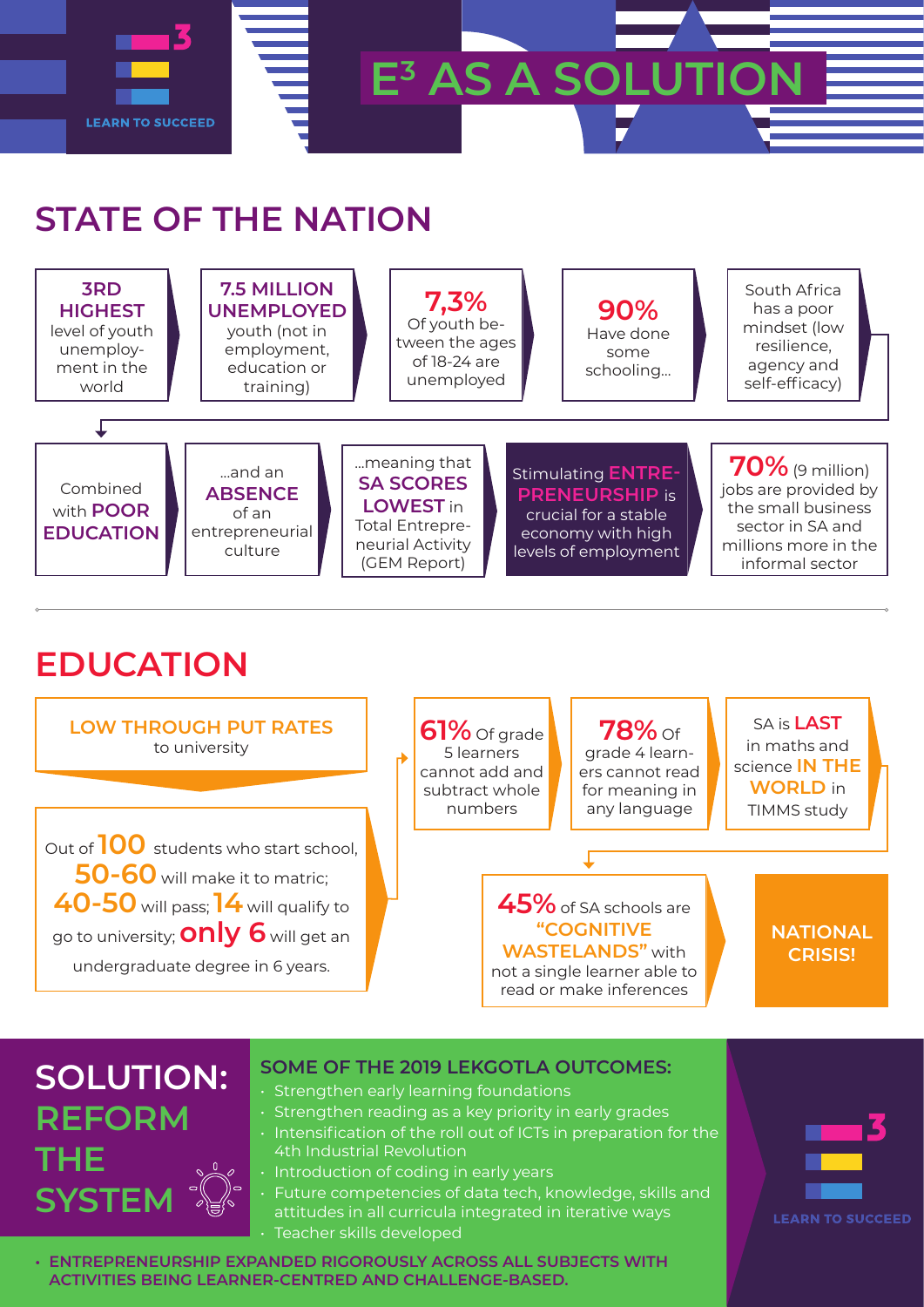# E³ AS A SOLUTION

LEARN TO SUCCEED

## STATE OF THE NATION

**3RD HIGHEST** level of youth unemployment in the world

**7.5 MILLION UNEMPLOYED** youth (not in employment, education or training)

**7,3%** Of youth between the ages of 18-24 are unemployed

**90%** Have done some schooling...

South Africa has a poor mindset (low resilience, agency and self-efficacy)

Combined with **POOR EDUCATION**

...and an **ABSENCE** of an entrepreneurial culture

...meaning that **SA SCORES LOWEST** in Total Entrepreneurial Activity (GEM Report)

Stimulating **ENTREPRENEURSHIP** is crucial for a stable economy with high levels of employment

**70%** (9 million) jobs are provided by the small business sector in SA and millions more in the informal sector

## EDUCATION

**LOW THROUGH PUT RATES** to university

Out of **100** students who start school, **50-60** will make it to matric; **40-50** will pass; **14** will qualify to go to university; **only 6** will get an undergraduate degree in 6 years.

**61%** Of grade 5 learners cannot add and subtract whole numbers

**78%** Of grade 4 learners cannot read for meaning in any language

SA is **LAST** in maths and science **IN THE WORLD** in TIMMS study

**45%** of SA schools are **"COGNITIVE WASTELANDS"** with not a single learner able to read or make inferences

**NATIONAL CRISIS!**

## SOLUTION: REFORM THE SYSTEM

### SOME OF THE 2019 LEKGOTLA OUTCOMES:

- Strengthen early learning foundations
- Strengthen reading as a key priority in early grades
- Intensification of the roll out of ICTs in preparation for the 4th Industrial Revolution
- Introduction of coding in early years
- Future competencies of data tech, knowledge, skills and attitudes in all curricula integrated in iterative ways
- Teacher skills developed
- **ENTREPRENEURSHIP EXPANDED RIGOROUSLY ACROSS ALL SUBJECTS WITH ACTIVITIES BEING LEARNER-CENTRED AND CHALLENGE-BASED.**

LEARN TO SUCCEED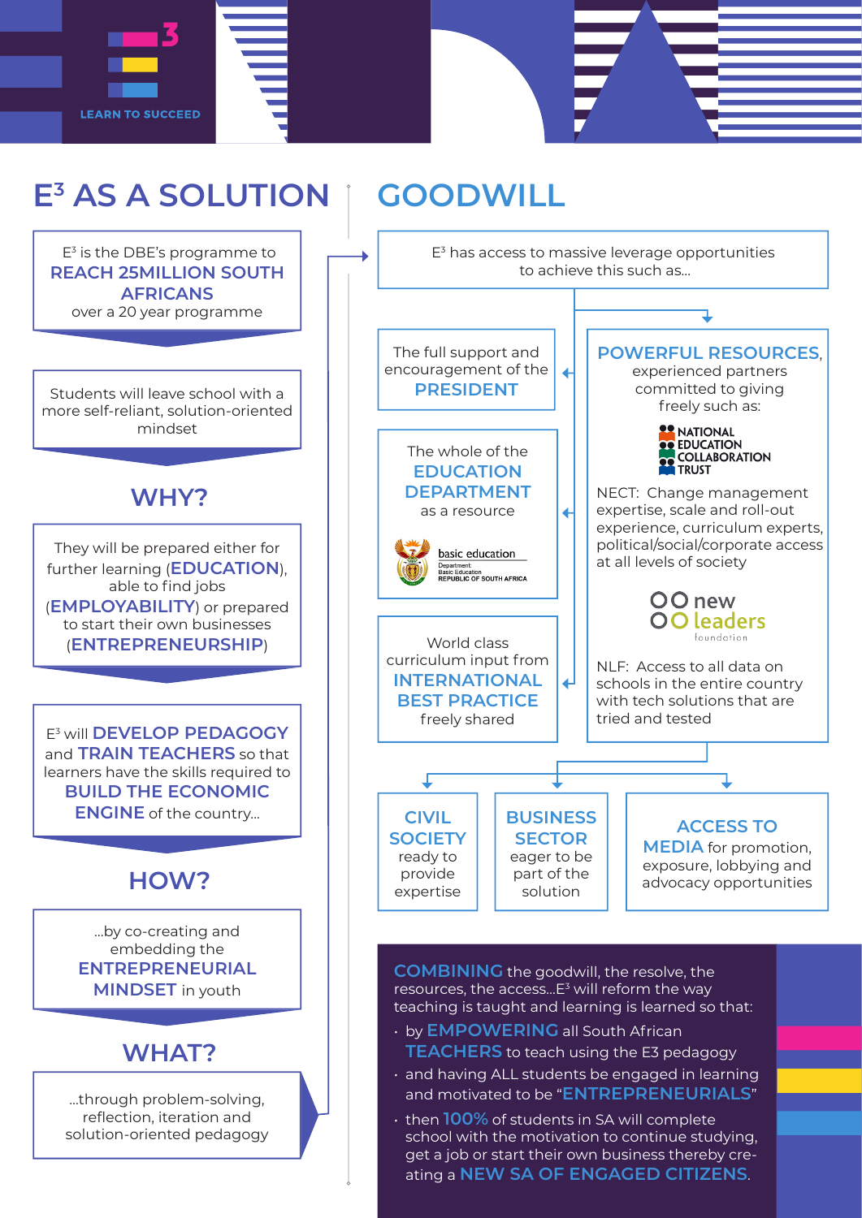LEARN TO SUCCEED

# $E^3$ AS A SOLUTION

$E^3$ is the DBE's programme to **REACH 25MILLION SOUTH AFRICANS** over a 20 year programme

Students will leave school with a more self-reliant, solution-oriented mindset

## WHY?

They will be prepared either for further learning (**EDUCATION**), able to find jobs (**EMPLOYABILITY**) or prepared to start their own businesses (**ENTREPRENEURSHIP**)

$E^3$ will **DEVELOP PEDAGOGY** and **TRAIN TEACHERS** so that learners have the skills required to **BUILD THE ECONOMIC ENGINE** of the country...

## HOW?

...by co-creating and embedding the **ENTREPRENEURIAL MINDSET** in youth

## WHAT?

...through problem-solving, reflection, iteration and solution-oriented pedagogy

# GOODWILL

$E^3$ has access to massive leverage opportunities to achieve this such as...

The full support and encouragement of the **PRESIDENT**

The whole of the **EDUCATION DEPARTMENT** as a resource

basic education
Department: Basic Education
REPUBLIC OF SOUTH AFRICA

World class curriculum input from **INTERNATIONAL BEST PRACTICE** freely shared

**POWERFUL RESOURCES**, experienced partners committed to giving freely such as:

NATIONAL EDUCATION COLLABORATION TRUST

NECT: Change management expertise, scale and roll-out experience, curriculum experts, political/social/corporate access at all levels of society

new leaders foundation

NLF: Access to all data on schools in the entire country with tech solutions that are tried and tested

**CIVIL SOCIETY** ready to provide expertise

**BUSINESS SECTOR** eager to be part of the solution

**ACCESS TO MEDIA** for promotion, exposure, lobbying and advocacy opportunities

**COMBINING** the goodwill, the resolve, the resources, the access...$E^3$ will reform the way teaching is taught and learning is learned so that:

- by **EMPOWERING** all South African **TEACHERS** to teach using the E3 pedagogy
- and having ALL students be engaged in learning and motivated to be "**ENTREPRENEURIALS**"
- then **100%** of students in SA will complete school with the motivation to continue studying, get a job or start their own business thereby creating a **NEW SA OF ENGAGED CITIZENS**.